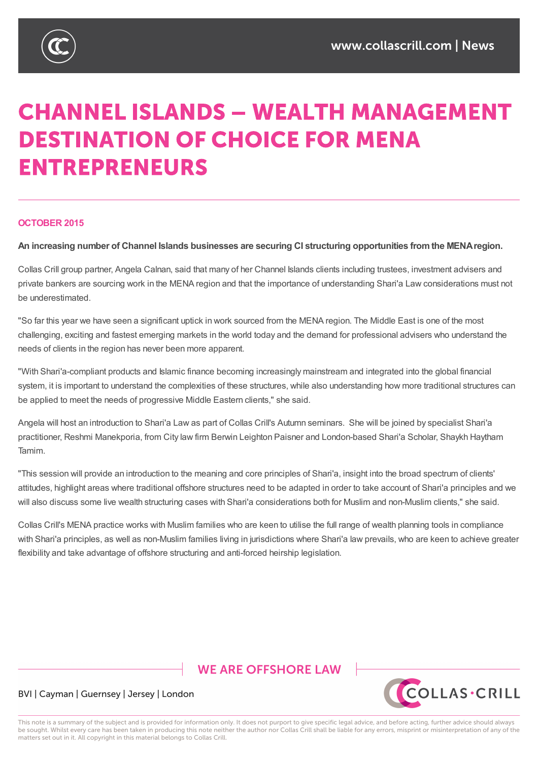# CHANNEL ISLANDS – WEALTH MANAGEMENT DESTINATION OF CHOICE FOR MENA ENTREPRENEURS

**OCTOBER 2015**

**An increasing number of Channel Islands businesses are securing CI structuring opportunities from the MENA region.**

Collas Crill group partner, Angela Calnan, said that many of her Channel Islands clients including trustees, investment advisers and private bankers are sourcing work in the MENA region and that the importance of understanding Shari'a Law considerations must not be underestimated.

"So far this year we have seen a significant uptick in work sourced from the MENA region. The Middle East is one of the most challenging, exciting and fastest emerging markets in the world today and the demand for professional advisers who understand the needs of clients in the region has never been more apparent.

"With Shari'a-compliant products and Islamic finance becoming increasingly mainstream and integrated into the global financial system, it is important to understand the complexities of these structures, while also understanding how more traditional structures can be applied to meet the needs of progressive Middle Eastern clients," she said.

Angela will host an introduction to Shari'a Law as part of Collas Crill's Autumn seminars. She will be joined by specialist Shari'a practitioner, Reshmi Manekporia, from City law firm Berwin Leighton Paisner and London-based Shari'a Scholar, Shaykh Haytham Tamim.

"This session will provide an introduction to the meaning and core principles of Shari'a, insight into the broad spectrum of clients' attitudes, highlight areas where traditional offshore structures need to be adapted in order to take account of Shari'a principles and we will also discuss some live wealth structuring cases with Shari'a considerations both for Muslim and non-Muslim clients," she said.

Collas Crill's MENA practice works with Muslim families who are keen to utilise the full range of wealth planning tools in compliance with Shari'a principles, as well as non-Muslim families living in jurisdictions where Shari'a law prevails, who are keen to achieve greater flexibility and take advantage of offshore structuring and anti-forced heirship legislation.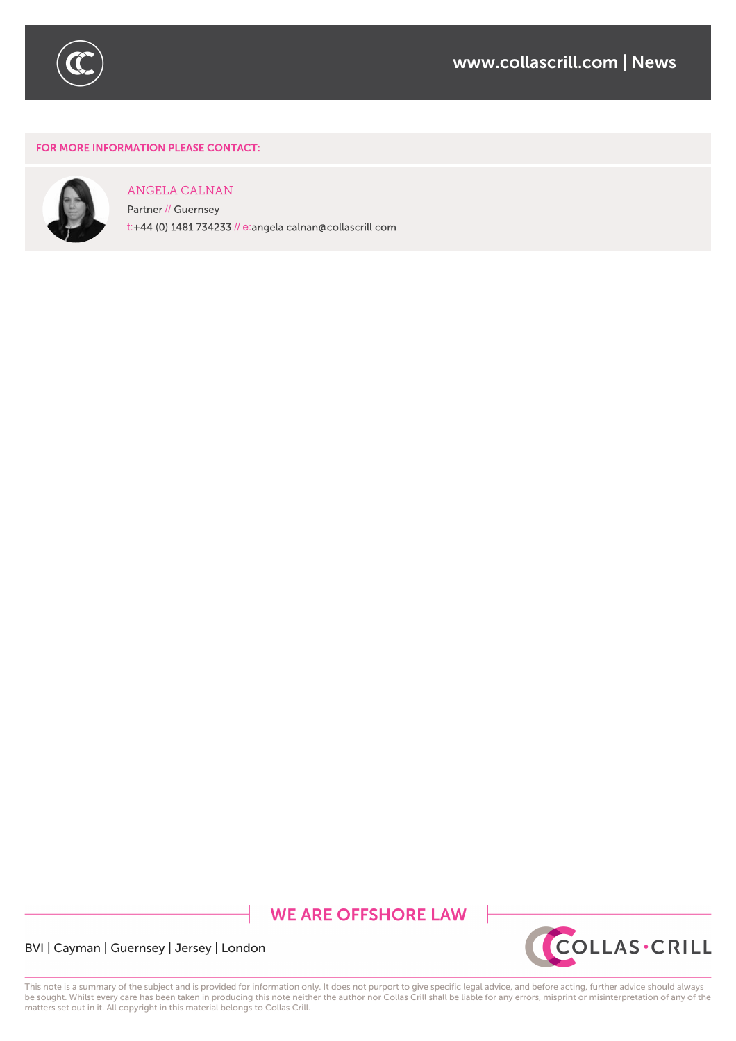FOR MORE INFORMATION PLEASE CONTACT:

ANGELA CALNAN

Partner // Guernsey

t:+44 (0) 1481 734233 // e:angela.calnan@collascrill.com

WE ARE OFFSHORE LAW

BVI | Cayman | Guernsey | Jersey | London

This note is a summary of the subject and is provided for information only. It does not purport to give specific legal advice, and before acting, further advice should always be sought. Whilst every care has been taken in producing this note neither the author nor Collas Crill shall be liable for any errors, misprint or misinterpretation of any of the matters set out in it. All copyright in this material belongs to Collas Crill.